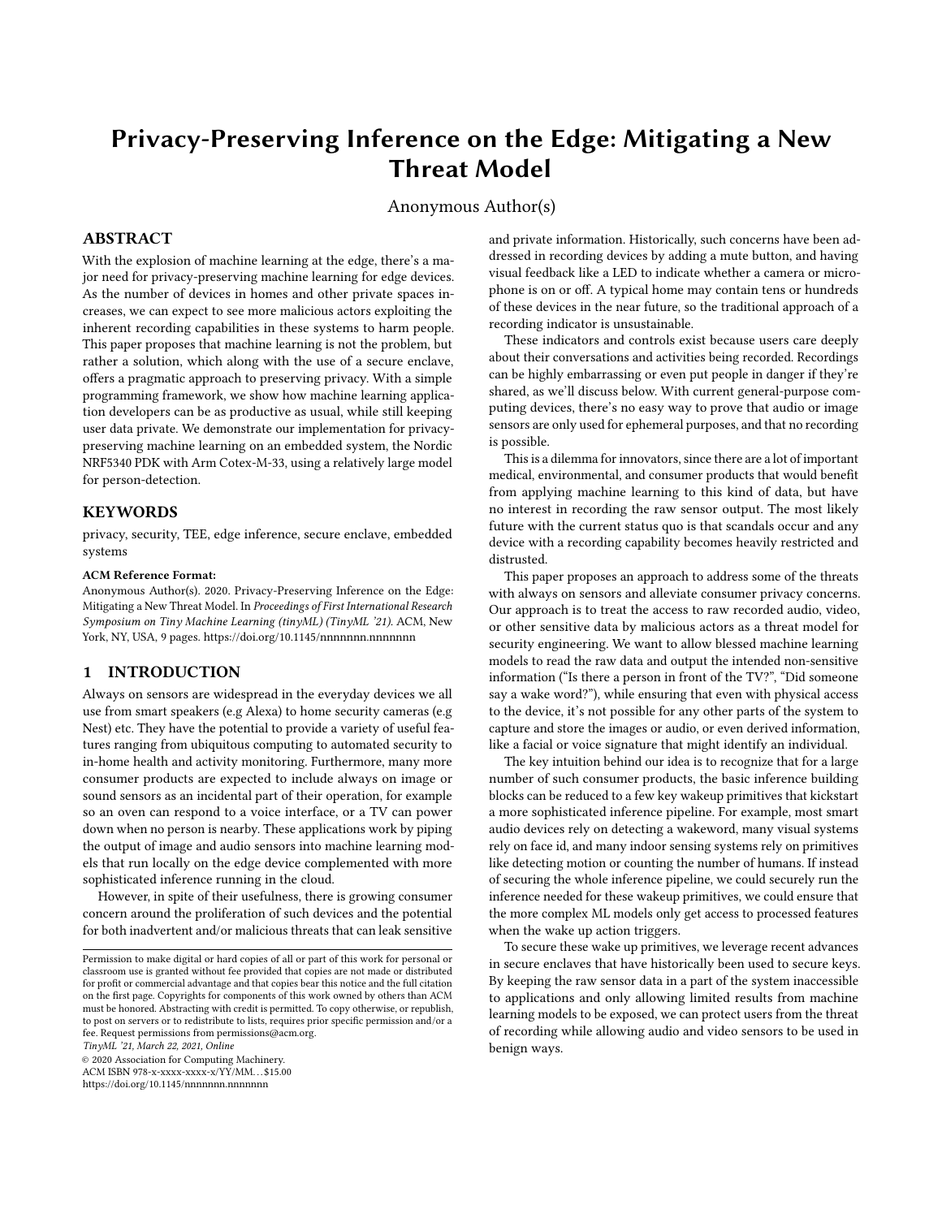# Privacy-Preserving Inference on the Edge: Mitigating a New Threat Model

Anonymous Author(s)

## ABSTRACT

With the explosion of machine learning at the edge, there's a major need for privacy-preserving machine learning for edge devices. As the number of devices in homes and other private spaces increases, we can expect to see more malicious actors exploiting the inherent recording capabilities in these systems to harm people. This paper proposes that machine learning is not the problem, but rather a solution, which along with the use of a secure enclave, offers a pragmatic approach to preserving privacy. With a simple programming framework, we show how machine learning application developers can be as productive as usual, while still keeping user data private. We demonstrate our implementation for privacy-preserving machine learning on an embedded system, the Nordic NRF5340 PDK with Arm Cotex-M-33, using a relatively large model for person-detection.

## KEYWORDS

privacy, security, TEE, edge inference, secure enclave, embedded systems

**ACM Reference Format:**

Anonymous Author(s). 2020. Privacy-Preserving Inference on the Edge: Mitigating a New Threat Model. In *Proceedings of First International Research Symposium on Tiny Machine Learning (tinyML) (TinyML '21)*. ACM, New York, NY, USA, 9 pages. https://doi.org/10.1145/nnnnnnn.nnnnnnn

## 1 INTRODUCTION

Always on sensors are widespread in the everyday devices we all use from smart speakers (e.g Alexa) to home security cameras (e.g Nest) etc. They have the potential to provide a variety of useful features ranging from ubiquitous computing to automated security to in-home health and activity monitoring. Furthermore, many more consumer products are expected to include always on image or sound sensors as an incidental part of their operation, for example so an oven can respond to a voice interface, or a TV can power down when no person is nearby. These applications work by piping the output of image and audio sensors into machine learning models that run locally on the edge device complemented with more sophisticated inference running in the cloud.

However, in spite of their usefulness, there is growing consumer concern around the proliferation of such devices and the potential for both inadvertent and/or malicious threats that can leak sensitive and private information. Historically, such concerns have been addressed in recording devices by adding a mute button, and having visual feedback like a LED to indicate whether a camera or microphone is on or off. A typical home may contain tens or hundreds of these devices in the near future, so the traditional approach of a recording indicator is unsustainable.

These indicators and controls exist because users care deeply about their conversations and activities being recorded. Recordings can be highly embarrassing or even put people in danger if they're shared, as we'll discuss below. With current general-purpose computing devices, there's no easy way to prove that audio or image sensors are only used for ephemeral purposes, and that no recording is possible.

This is a dilemma for innovators, since there are a lot of important medical, environmental, and consumer products that would benefit from applying machine learning to this kind of data, but have no interest in recording the raw sensor output. The most likely future with the current status quo is that scandals occur and any device with a recording capability becomes heavily restricted and distrusted.

This paper proposes an approach to address some of the threats with always on sensors and alleviate consumer privacy concerns. Our approach is to treat the access to raw recorded audio, video, or other sensitive data by malicious actors as a threat model for security engineering. We want to allow blessed machine learning models to read the raw data and output the intended non-sensitive information ("Is there a person in front of the TV?", "Did someone say a wake word?"), while ensuring that even with physical access to the device, it's not possible for any other parts of the system to capture and store the images or audio, or even derived information, like a facial or voice signature that might identify an individual.

The key intuition behind our idea is to recognize that for a large number of such consumer products, the basic inference building blocks can be reduced to a few key wakeup primitives that kickstart a more sophisticated inference pipeline. For example, most smart audio devices rely on detecting a wakeword, many visual systems rely on face id, and many indoor sensing systems rely on primitives like detecting motion or counting the number of humans. If instead of securing the whole inference pipeline, we could securely run the inference needed for these wakeup primitives, we could ensure that the more complex ML models only get access to processed features when the wake up action triggers.

To secure these wake up primitives, we leverage recent advances in secure enclaves that have historically been used to secure keys. By keeping the raw sensor data in a part of the system inaccessible to applications and only allowing limited results from machine learning models to be exposed, we can protect users from the threat of recording while allowing audio and video sensors to be used in benign ways.

---

Permission to make digital or hard copies of all or part of this work for personal or classroom use is granted without fee provided that copies are not made or distributed for profit or commercial advantage and that copies bear this notice and the full citation on the first page. Copyrights for components of this work owned by others than ACM must be honored. Abstracting with credit is permitted. To copy otherwise, or republish, to post on servers or to redistribute to lists, requires prior specific permission and/or a fee. Request permissions from permissions@acm.org.

*TinyML '21, March 22, 2021, Online*

© 2020 Association for Computing Machinery.
ACM ISBN 978-x-xxxx-xxxx-x/YY/MM...$15.00
https://doi.org/10.1145/nnnnnnn.nnnnnnn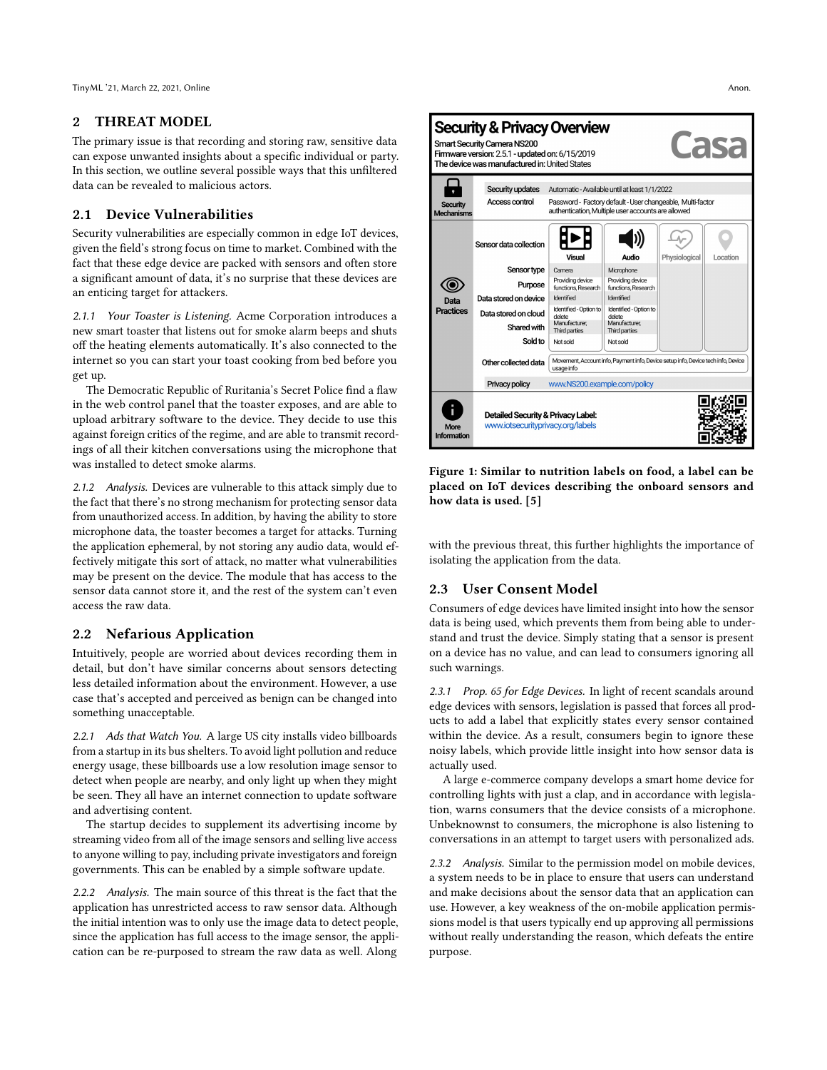## 2 THREAT MODEL

The primary issue is that recording and storing raw, sensitive data can expose unwanted insights about a specific individual or party. In this section, we outline several possible ways that this unfiltered data can be revealed to malicious actors.

### 2.1 Device Vulnerabilities

Security vulnerabilities are especially common in edge IoT devices, given the field's strong focus on time to market. Combined with the fact that these edge device are packed with sensors and often store a significant amount of data, it's no surprise that these devices are an enticing target for attackers.

#### 2.1.1 *Your Toaster is Listening.*

Acme Corporation introduces a new smart toaster that listens out for smoke alarm beeps and shuts off the heating elements automatically. It's also connected to the internet so you can start your toast cooking from bed before you get up.

The Democratic Republic of Ruritania's Secret Police find a flaw in the web control panel that the toaster exposes, and are able to upload arbitrary software to the device. They decide to use this against foreign critics of the regime, and are able to transmit recordings of all their kitchen conversations using the microphone that was installed to detect smoke alarms.

#### 2.1.2 *Analysis.*

Devices are vulnerable to this attack simply due to the fact that there's no strong mechanism for protecting sensor data from unauthorized access. In addition, by having the ability to store microphone data, the toaster becomes a target for attacks. Turning the application ephemeral, by not storing any audio data, would effectively mitigate this sort of attack, no matter what vulnerabilities may be present on the device. The module that has access to the sensor data cannot store it, and the rest of the system can't even access the raw data.

### 2.2 Nefarious Application

Intuitively, people are worried about devices recording them in detail, but don't have similar concerns about sensors detecting less detailed information about the environment. However, a use case that's accepted and perceived as benign can be changed into something unacceptable.

#### 2.2.1 *Ads that Watch You.*

A large US city installs video billboards from a startup in its bus shelters. To avoid light pollution and reduce energy usage, these billboards use a low resolution image sensor to detect when people are nearby, and only light up when they might be seen. They all have an internet connection to update software and advertising content.

The startup decides to supplement its advertising income by streaming video from all of the image sensors and selling live access to anyone willing to pay, including private investigators and foreign governments. This can be enabled by a simple software update.

#### 2.2.2 *Analysis.*

The main source of this threat is the fact that the application has unrestricted access to raw sensor data. Although the initial intention was to only use the image data to detect people, since the application has full access to the image sensor, the application can be re-purposed to stream the raw data as well. Along with the previous threat, this further highlights the importance of isolating the application from the data.

**Figure 1: Similar to nutrition labels on food, a label can be placed on IoT devices describing the onboard sensors and how data is used. [5]**

### 2.3 User Consent Model

Consumers of edge devices have limited insight into how the sensor data is being used, which prevents them from being able to understand and trust the device. Simply stating that a sensor is present on a device has no value, and can lead to consumers ignoring all such warnings.

#### 2.3.1 *Prop. 65 for Edge Devices.*

In light of recent scandals around edge devices with sensors, legislation is passed that forces all products to add a label that explicitly states every sensor contained within the device. As a result, consumers begin to ignore these noisy labels, which provide little insight into how sensor data is actually used.

A large e-commerce company develops a smart home device for controlling lights with just a clap, and in accordance with legislation, warns consumers that the device consists of a microphone. Unbeknownst to consumers, the microphone is also listening to conversations in an attempt to target users with personalized ads.

#### 2.3.2 *Analysis.*

Similar to the permission model on mobile devices, a system needs to be in place to ensure that users can understand and make decisions about the sensor data that an application can use. However, a key weakness of the on-mobile application permissions model is that users typically end up approving all permissions without really understanding the reason, which defeats the entire purpose.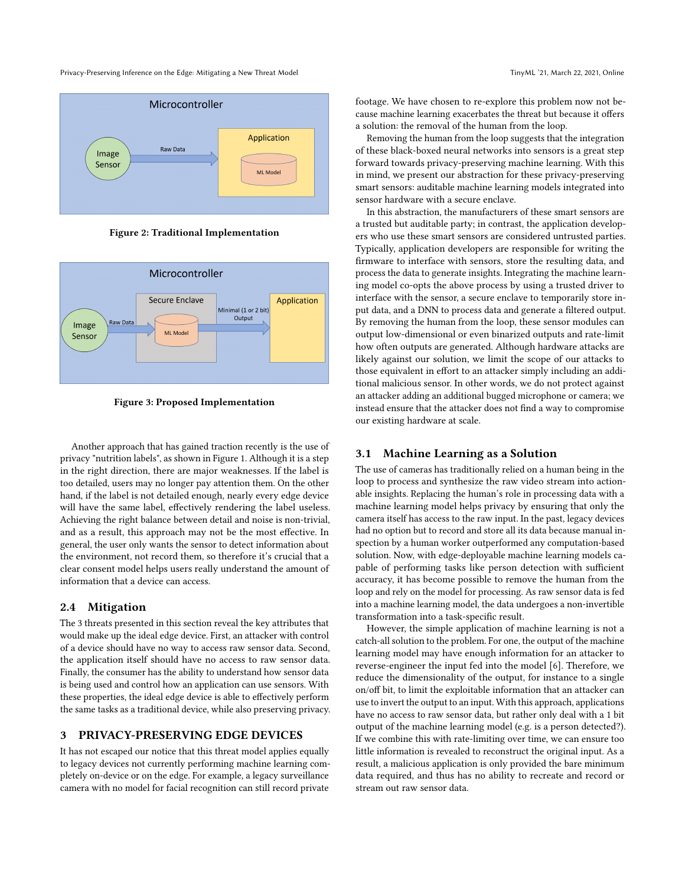Figure 2: Traditional Implementation

Figure 3: Proposed Implementation

Another approach that has gained traction recently is the use of privacy "nutrition labels", as shown in Figure 1. Although it is a step in the right direction, there are major weaknesses. If the label is too detailed, users may no longer pay attention them. On the other hand, if the label is not detailed enough, nearly every edge device will have the same label, effectively rendering the label useless. Achieving the right balance between detail and noise is non-trivial, and as a result, this approach may not be the most effective. In general, the user only wants the sensor to detect information about the environment, not record them, so therefore it's crucial that a clear consent model helps users really understand the amount of information that a device can access.

## 2.4 Mitigation

The 3 threats presented in this section reveal the key attributes that would make up the ideal edge device. First, an attacker with control of a device should have no way to access raw sensor data. Second, the application itself should have no access to raw sensor data. Finally, the consumer has the ability to understand how sensor data is being used and control how an application can use sensors. With these properties, the ideal edge device is able to effectively perform the same tasks as a traditional device, while also preserving privacy.

# 3 PRIVACY-PRESERVING EDGE DEVICES

It has not escaped our notice that this threat model applies equally to legacy devices not currently performing machine learning completely on-device or on the edge. For example, a legacy surveillance camera with no model for facial recognition can still record private footage. We have chosen to re-explore this problem now not because machine learning exacerbates the threat but because it offers a solution: the removal of the human from the loop.

Removing the human from the loop suggests that the integration of these black-boxed neural networks into sensors is a great step forward towards privacy-preserving machine learning. With this in mind, we present our abstraction for these privacy-preserving smart sensors: auditable machine learning models integrated into sensor hardware with a secure enclave.

In this abstraction, the manufacturers of these smart sensors are a trusted but auditable party; in contrast, the application developers who use these smart sensors are considered untrusted parties. Typically, application developers are responsible for writing the firmware to interface with sensors, store the resulting data, and process the data to generate insights. Integrating the machine learning model co-opts the above process by using a trusted driver to interface with the sensor, a secure enclave to temporarily store input data, and a DNN to process data and generate a filtered output. By removing the human from the loop, these sensor modules can output low-dimensional or even binarized outputs and rate-limit how often outputs are generated. Although hardware attacks are likely against our solution, we limit the scope of our attacks to those equivalent in effort to an attacker simply including an additional malicious sensor. In other words, we do not protect against an attacker adding an additional bugged microphone or camera; we instead ensure that the attacker does not find a way to compromise our existing hardware at scale.

## 3.1 Machine Learning as a Solution

The use of cameras has traditionally relied on a human being in the loop to process and synthesize the raw video stream into actionable insights. Replacing the human's role in processing data with a machine learning model helps privacy by ensuring that only the camera itself has access to the raw input. In the past, legacy devices had no option but to record and store all its data because manual inspection by a human worker outperformed any computation-based solution. Now, with edge-deployable machine learning models capable of performing tasks like person detection with sufficient accuracy, it has become possible to remove the human from the loop and rely on the model for processing. As raw sensor data is fed into a machine learning model, the data undergoes a non-invertible transformation into a task-specific result.

However, the simple application of machine learning is not a catch-all solution to the problem. For one, the output of the machine learning model may have enough information for an attacker to reverse-engineer the input fed into the model [6]. Therefore, we reduce the dimensionality of the output, for instance to a single on/off bit, to limit the exploitable information that an attacker can use to invert the output to an input. With this approach, applications have no access to raw sensor data, but rather only deal with a 1 bit output of the machine learning model (e.g. is a person detected?). If we combine this with rate-limiting over time, we can ensure too little information is revealed to reconstruct the original input. As a result, a malicious application is only provided the bare minimum data required, and thus has no ability to recreate and record or stream out raw sensor data.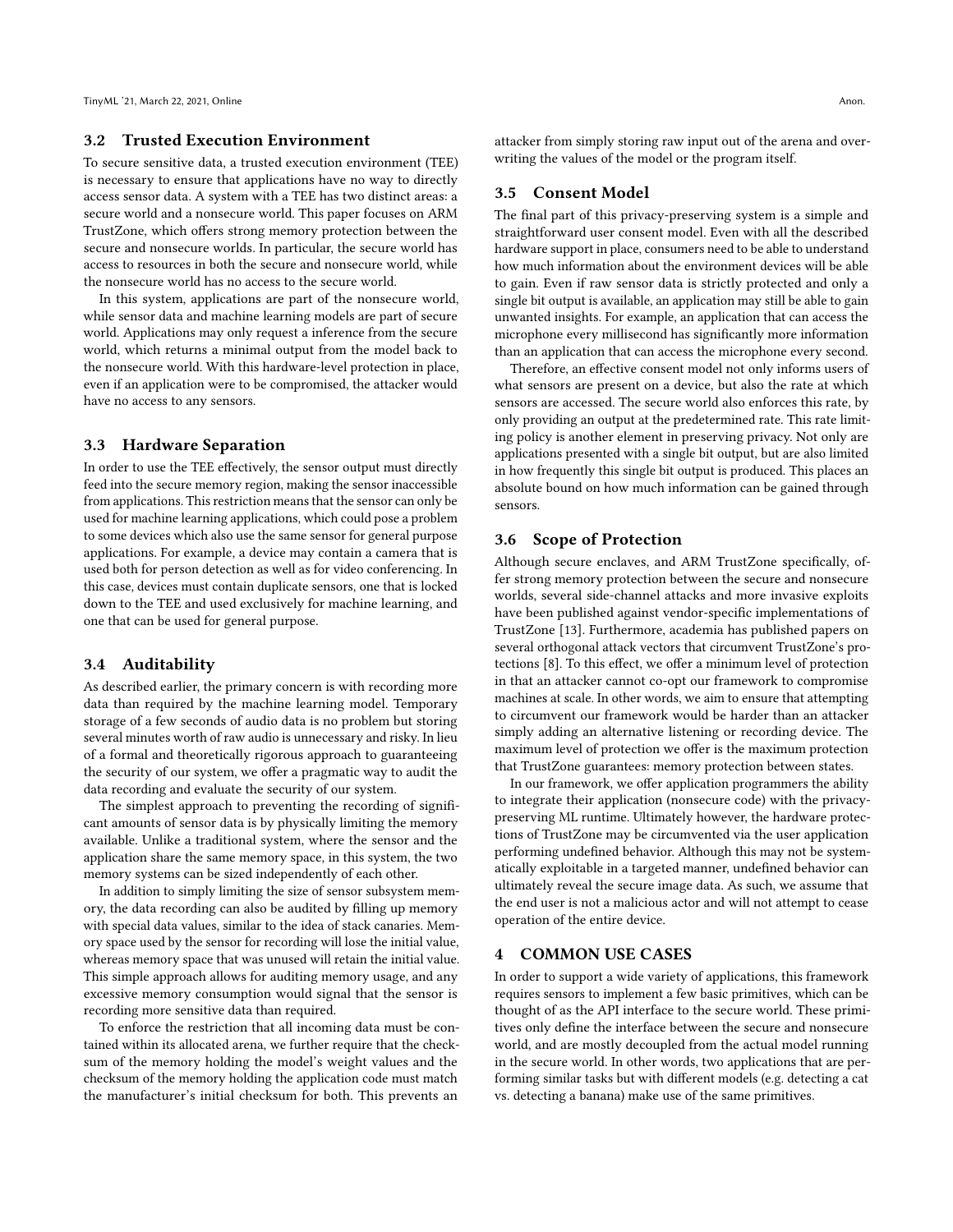### 3.2 Trusted Execution Environment

To secure sensitive data, a trusted execution environment (TEE) is necessary to ensure that applications have no way to directly access sensor data. A system with a TEE has two distinct areas: a secure world and a nonsecure world. This paper focuses on ARM TrustZone, which offers strong memory protection between the secure and nonsecure worlds. In particular, the secure world has access to resources in both the secure and nonsecure world, while the nonsecure world has no access to the secure world.

In this system, applications are part of the nonsecure world, while sensor data and machine learning models are part of secure world. Applications may only request a inference from the secure world, which returns a minimal output from the model back to the nonsecure world. With this hardware-level protection in place, even if an application were to be compromised, the attacker would have no access to any sensors.

### 3.3 Hardware Separation

In order to use the TEE effectively, the sensor output must directly feed into the secure memory region, making the sensor inaccessible from applications. This restriction means that the sensor can only be used for machine learning applications, which could pose a problem to some devices which also use the same sensor for general purpose applications. For example, a device may contain a camera that is used both for person detection as well as for video conferencing. In this case, devices must contain duplicate sensors, one that is locked down to the TEE and used exclusively for machine learning, and one that can be used for general purpose.

### 3.4 Auditability

As described earlier, the primary concern is with recording more data than required by the machine learning model. Temporary storage of a few seconds of audio data is no problem but storing several minutes worth of raw audio is unnecessary and risky. In lieu of a formal and theoretically rigorous approach to guaranteeing the security of our system, we offer a pragmatic way to audit the data recording and evaluate the security of our system.

The simplest approach to preventing the recording of significant amounts of sensor data is by physically limiting the memory available. Unlike a traditional system, where the sensor and the application share the same memory space, in this system, the two memory systems can be sized independently of each other.

In addition to simply limiting the size of sensor subsystem memory, the data recording can also be audited by filling up memory with special data values, similar to the idea of stack canaries. Memory space used by the sensor for recording will lose the initial value, whereas memory space that was unused will retain the initial value. This simple approach allows for auditing memory usage, and any excessive memory consumption would signal that the sensor is recording more sensitive data than required.

To enforce the restriction that all incoming data must be contained within its allocated arena, we further require that the checksum of the memory holding the model's weight values and the checksum of the memory holding the application code must match the manufacturer's initial checksum for both. This prevents an attacker from simply storing raw input out of the arena and overwriting the values of the model or the program itself.

### 3.5 Consent Model

The final part of this privacy-preserving system is a simple and straightforward user consent model. Even with all the described hardware support in place, consumers need to be able to understand how much information about the environment devices will be able to gain. Even if raw sensor data is strictly protected and only a single bit output is available, an application may still be able to gain unwanted insights. For example, an application that can access the microphone every millisecond has significantly more information than an application that can access the microphone every second.

Therefore, an effective consent model not only informs users of what sensors are present on a device, but also the rate at which sensors are accessed. The secure world also enforces this rate, by only providing an output at the predetermined rate. This rate limiting policy is another element in preserving privacy. Not only are applications presented with a single bit output, but are also limited in how frequently this single bit output is produced. This places an absolute bound on how much information can be gained through sensors.

### 3.6 Scope of Protection

Although secure enclaves, and ARM TrustZone specifically, offer strong memory protection between the secure and nonsecure worlds, several side-channel attacks and more invasive exploits have been published against vendor-specific implementations of TrustZone [13]. Furthermore, academia has published papers on several orthogonal attack vectors that circumvent TrustZone's protections [8]. To this effect, we offer a minimum level of protection in that an attacker cannot co-opt our framework to compromise machines at scale. In other words, we aim to ensure that attempting to circumvent our framework would be harder than an attacker simply adding an alternative listening or recording device. The maximum level of protection we offer is the maximum protection that TrustZone guarantees: memory protection between states.

In our framework, we offer application programmers the ability to integrate their application (nonsecure code) with the privacy-preserving ML runtime. Ultimately however, the hardware protections of TrustZone may be circumvented via the user application performing undefined behavior. Although this may not be systematically exploitable in a targeted manner, undefined behavior can ultimately reveal the secure image data. As such, we assume that the end user is not a malicious actor and will not attempt to cease operation of the entire device.

## 4 COMMON USE CASES

In order to support a wide variety of applications, this framework requires sensors to implement a few basic primitives, which can be thought of as the API interface to the secure world. These primitives only define the interface between the secure and nonsecure world, and are mostly decoupled from the actual model running in the secure world. In other words, two applications that are performing similar tasks but with different models (e.g. detecting a cat vs. detecting a banana) make use of the same primitives.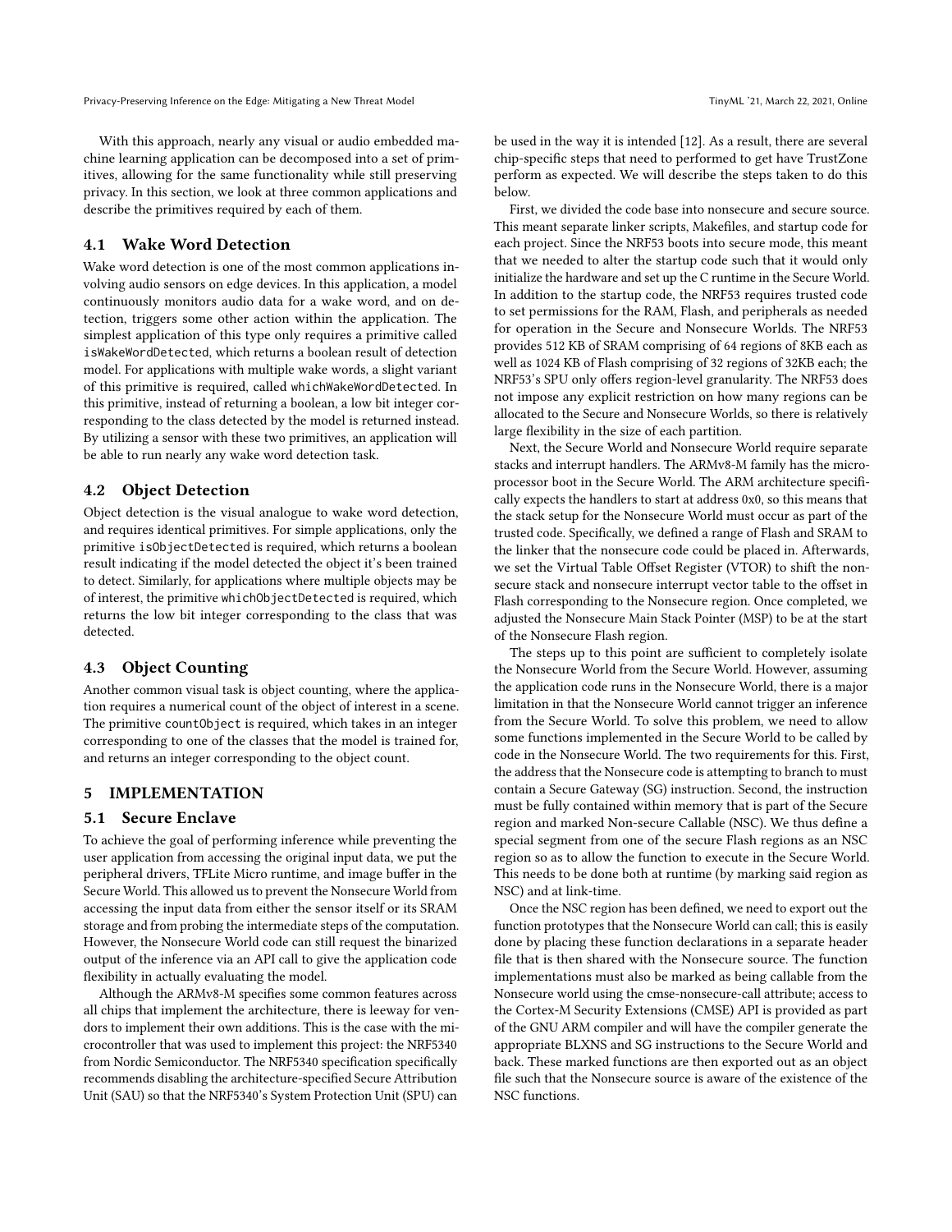With this approach, nearly any visual or audio embedded machine learning application can be decomposed into a set of primitives, allowing for the same functionality while still preserving privacy. In this section, we look at three common applications and describe the primitives required by each of them.

### 4.1 Wake Word Detection

Wake word detection is one of the most common applications involving audio sensors on edge devices. In this application, a model continuously monitors audio data for a wake word, and on detection, triggers some other action within the application. The simplest application of this type only requires a primitive called `isWakeWordDetected`, which returns a boolean result of detection model. For applications with multiple wake words, a slight variant of this primitive is required, called `whichWakeWordDetected`. In this primitive, instead of returning a boolean, a low bit integer corresponding to the class detected by the model is returned instead. By utilizing a sensor with these two primitives, an application will be able to run nearly any wake word detection task.

### 4.2 Object Detection

Object detection is the visual analogue to wake word detection, and requires identical primitives. For simple applications, only the primitive `isObjectDetected` is required, which returns a boolean result indicating if the model detected the object it's been trained to detect. Similarly, for applications where multiple objects may be of interest, the primitive `whichObjectDetected` is required, which returns the low bit integer corresponding to the class that was detected.

### 4.3 Object Counting

Another common visual task is object counting, where the application requires a numerical count of the object of interest in a scene. The primitive `countObject` is required, which takes in an integer corresponding to one of the classes that the model is trained for, and returns an integer corresponding to the object count.

## 5 IMPLEMENTATION

### 5.1 Secure Enclave

To achieve the goal of performing inference while preventing the user application from accessing the original input data, we put the peripheral drivers, TFLite Micro runtime, and image buffer in the Secure World. This allowed us to prevent the Nonsecure World from accessing the input data from either the sensor itself or its SRAM storage and from probing the intermediate steps of the computation. However, the Nonsecure World code can still request the binarized output of the inference via an API call to give the application code flexibility in actually evaluating the model.

Although the ARMv8-M specifies some common features across all chips that implement the architecture, there is leeway for vendors to implement their own additions. This is the case with the microcontroller that was used to implement this project: the NRF5340 from Nordic Semiconductor. The NRF5340 specification specifically recommends disabling the architecture-specified Secure Attribution Unit (SAU) so that the NRF5340's System Protection Unit (SPU) can be used in the way it is intended [12]. As a result, there are several chip-specific steps that need to performed to get have TrustZone perform as expected. We will describe the steps taken to do this below.

First, we divided the code base into nonsecure and secure source. This meant separate linker scripts, Makefiles, and startup code for each project. Since the NRF53 boots into secure mode, this meant that we needed to alter the startup code such that it would only initialize the hardware and set up the C runtime in the Secure World. In addition to the startup code, the NRF53 requires trusted code to set permissions for the RAM, Flash, and peripherals as needed for operation in the Secure and Nonsecure Worlds. The NRF53 provides 512 KB of SRAM comprising of 64 regions of 8KB each as well as 1024 KB of Flash comprising of 32 regions of 32KB each; the NRF53's SPU only offers region-level granularity. The NRF53 does not impose any explicit restriction on how many regions can be allocated to the Secure and Nonsecure Worlds, so there is relatively large flexibility in the size of each partition.

Next, the Secure World and Nonsecure World require separate stacks and interrupt handlers. The ARMv8-M family has the microprocessor boot in the Secure World. The ARM architecture specifically expects the handlers to start at address 0x0, so this means that the stack setup for the Nonsecure World must occur as part of the trusted code. Specifically, we defined a range of Flash and SRAM to the linker that the nonsecure code could be placed in. Afterwards, we set the Virtual Table Offset Register (VTOR) to shift the nonsecure stack and nonsecure interrupt vector table to the offset in Flash corresponding to the Nonsecure region. Once completed, we adjusted the Nonsecure Main Stack Pointer (MSP) to be at the start of the Nonsecure Flash region.

The steps up to this point are sufficient to completely isolate the Nonsecure World from the Secure World. However, assuming the application code runs in the Nonsecure World, there is a major limitation in that the Nonsecure World cannot trigger an inference from the Secure World. To solve this problem, we need to allow some functions implemented in the Secure World to be called by code in the Nonsecure World. The two requirements for this. First, the address that the Nonsecure code is attempting to branch to must contain a Secure Gateway (SG) instruction. Second, the instruction must be fully contained within memory that is part of the Secure region and marked Non-secure Callable (NSC). We thus define a special segment from one of the secure Flash regions as an NSC region so as to allow the function to execute in the Secure World. This needs to be done both at runtime (by marking said region as NSC) and at link-time.

Once the NSC region has been defined, we need to export out the function prototypes that the Nonsecure World can call; this is easily done by placing these function declarations in a separate header file that is then shared with the Nonsecure source. The function implementations must also be marked as being callable from the Nonsecure world using the cmse-nonsecure-call attribute; access to the Cortex-M Security Extensions (CMSE) API is provided as part of the GNU ARM compiler and will have the compiler generate the appropriate BLXNS and SG instructions to the Secure World and back. These marked functions are then exported out as an object file such that the Nonsecure source is aware of the existence of the NSC functions.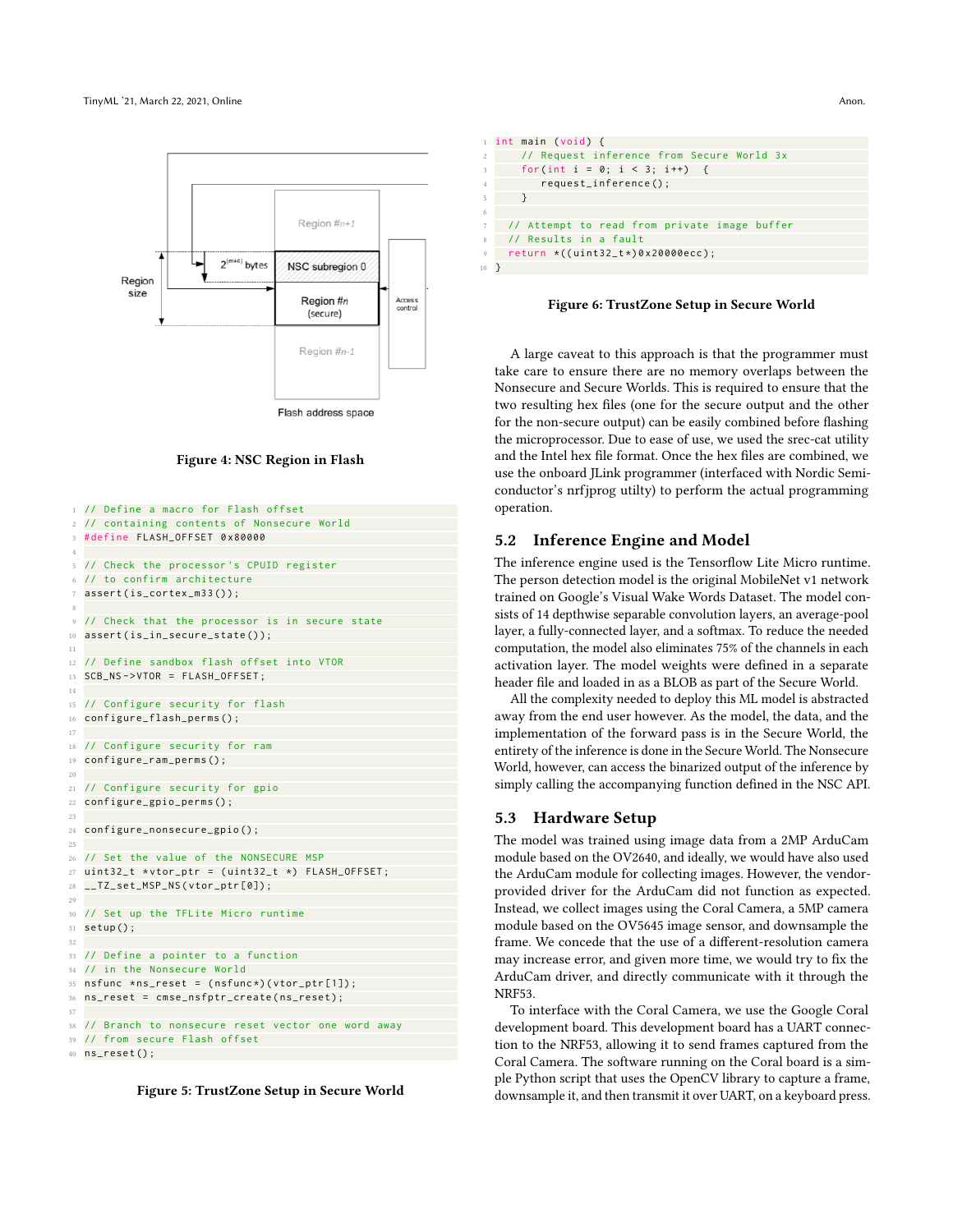Figure 4: NSC Region in Flash

```c
// Define a macro for Flash offset
// containing contents of Nonsecure World
#define FLASH_OFFSET 0x80000

// Check the processor's CPUID register
// to confirm architecture
assert(is_cortex_m33());

// Check that the processor is in secure state
assert(is_in_secure_state());

// Define sandbox flash offset into VTOR
SCB_NS->VTOR = FLASH_OFFSET;

// Configure security for flash
configure_flash_perms();

// Configure security for ram
configure_ram_perms();

// Configure security for gpio
configure_gpio_perms();

configure_nonsecure_gpio();

// Set the value of the NONSECURE MSP
uint32_t *vtor_ptr = (uint32_t *) FLASH_OFFSET;
__TZ_set_MSP_NS(vtor_ptr[0]);

// Set up the TFLite Micro runtime
setup();

// Define a pointer to a function
// in the Nonsecure World
nsfunc *ns_reset = (nsfunc*)(vtor_ptr[1]);
ns_reset = cmse_nsfptr_create(ns_reset);

// Branch to nonsecure reset vector one word away
// from secure Flash offset
ns_reset();
```

Figure 5: TrustZone Setup in Secure World

```c
int main (void) {
    // Request inference from Secure World 3x
    for(int i = 0; i < 3; i++)  {
        request_inference();
    }

  // Attempt to read from private image buffer
  // Results in a fault
  return *((uint32_t*)0x20000ecc);
}
```

Figure 6: TrustZone Setup in Secure World

A large caveat to this approach is that the programmer must take care to ensure there are no memory overlaps between the Nonsecure and Secure Worlds. This is required to ensure that the two resulting hex files (one for the secure output and the other for the non-secure output) can be easily combined before flashing the microprocessor. Due to ease of use, we used the srec-cat utility and the Intel hex file format. Once the hex files are combined, we use the onboard JLink programmer (interfaced with Nordic Semiconductor's nrfjprog utilty) to perform the actual programming operation.

## 5.2 Inference Engine and Model

The inference engine used is the Tensorflow Lite Micro runtime. The person detection model is the original MobileNet v1 network trained on Google's Visual Wake Words Dataset. The model consists of 14 depthwise separable convolution layers, an average-pool layer, a fully-connected layer, and a softmax. To reduce the needed computation, the model also eliminates 75% of the channels in each activation layer. The model weights were defined in a separate header file and loaded in as a BLOB as part of the Secure World.

All the complexity needed to deploy this ML model is abstracted away from the end user however. As the model, the data, and the implementation of the forward pass is in the Secure World, the entirety of the inference is done in the Secure World. The Nonsecure World, however, can access the binarized output of the inference by simply calling the accompanying function defined in the NSC API.

## 5.3 Hardware Setup

The model was trained using image data from a 2MP ArduCam module based on the OV2640, and ideally, we would have also used the ArduCam module for collecting images. However, the vendor-provided driver for the ArduCam did not function as expected. Instead, we collect images using the Coral Camera, a 5MP camera module based on the OV5645 image sensor, and downsample the frame. We concede that the use of a different-resolution camera may increase error, and given more time, we would try to fix the ArduCam driver, and directly communicate with it through the NRF53.

To interface with the Coral Camera, we use the Google Coral development board. This development board has a UART connection to the NRF53, allowing it to send frames captured from the Coral Camera. The software running on the Coral board is a simple Python script that uses the OpenCV library to capture a frame, downsample it, and then transmit it over UART, on a keyboard press.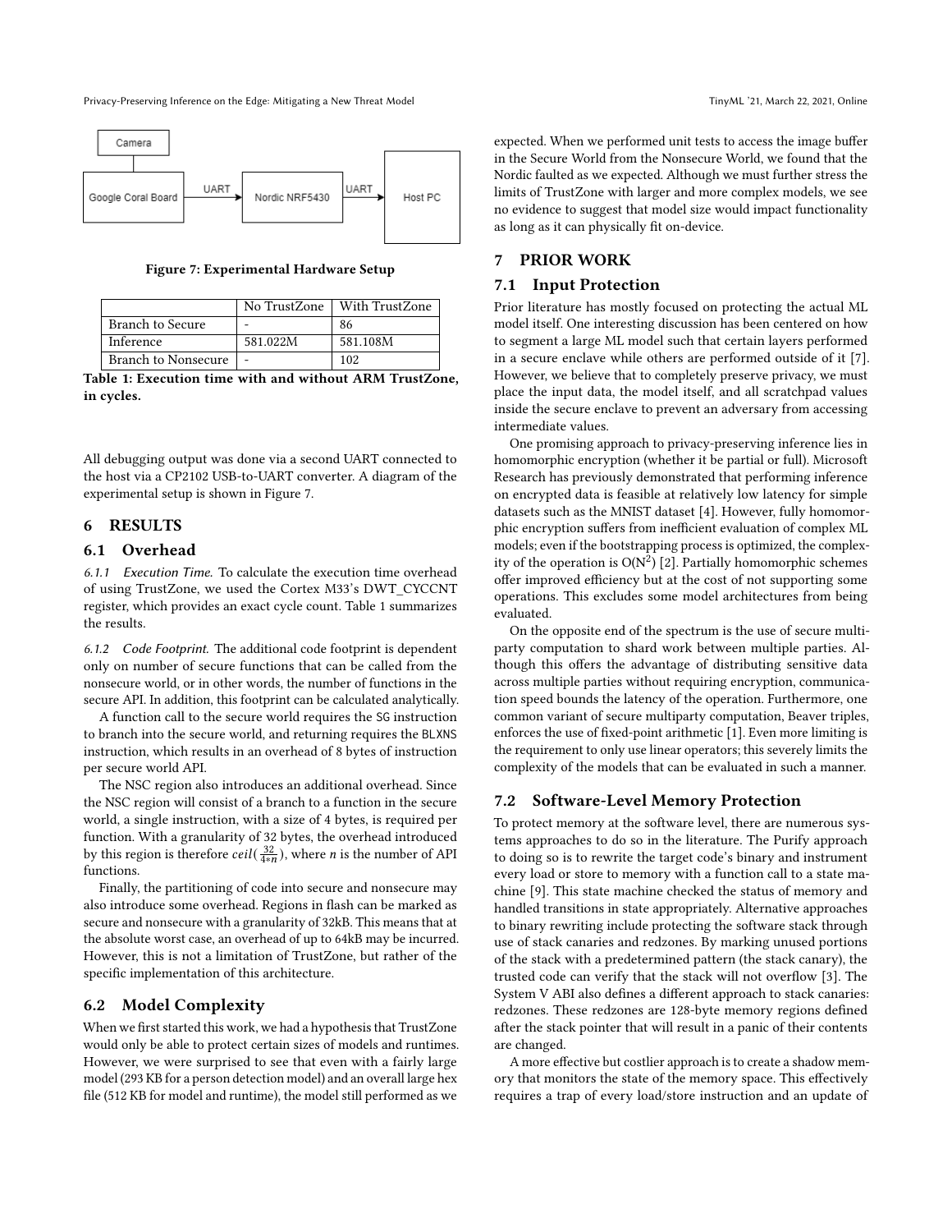Figure 7: Experimental Hardware Setup

|  | No TrustZone | With TrustZone |
|---|---|---|
| Branch to Secure | - | 86 |
| Inference | 581.022M | 581.108M |
| Branch to Nonsecure | - | 102 |

**Table 1: Execution time with and without ARM TrustZone, in cycles.**

All debugging output was done via a second UART connected to the host via a CP2102 USB-to-UART converter. A diagram of the experimental setup is shown in Figure 7.

## 6 RESULTS

### 6.1 Overhead

*6.1.1 Execution Time.* To calculate the execution time overhead of using TrustZone, we used the Cortex M33's DWT_CYCCNT register, which provides an exact cycle count. Table 1 summarizes the results.

*6.1.2 Code Footprint.* The additional code footprint is dependent only on number of secure functions that can be called from the nonsecure world, or in other words, the number of functions in the secure API. In addition, this footprint can be calculated analytically.

A function call to the secure world requires the SG instruction to branch into the secure world, and returning requires the BLXNS instruction, which results in an overhead of 8 bytes of instruction per secure world API.

The NSC region also introduces an additional overhead. Since the NSC region will consist of a branch to a function in the secure world, a single instruction, with a size of 4 bytes, is required per function. With a granularity of 32 bytes, the overhead introduced by this region is therefore $ceil(\frac{32}{4*n})$, where $n$ is the number of API functions.

Finally, the partitioning of code into secure and nonsecure may also introduce some overhead. Regions in flash can be marked as secure and nonsecure with a granularity of 32kB. This means that at the absolute worst case, an overhead of up to 64kB may be incurred. However, this is not a limitation of TrustZone, but rather of the specific implementation of this architecture.

### 6.2 Model Complexity

When we first started this work, we had a hypothesis that TrustZone would only be able to protect certain sizes of models and runtimes. However, we were surprised to see that even with a fairly large model (293 KB for a person detection model) and an overall large hex file (512 KB for model and runtime), the model still performed as we expected. When we performed unit tests to access the image buffer in the Secure World from the Nonsecure World, we found that the Nordic faulted as we expected. Although we must further stress the limits of TrustZone with larger and more complex models, we see no evidence to suggest that model size would impact functionality as long as it can physically fit on-device.

## 7 PRIOR WORK

### 7.1 Input Protection

Prior literature has mostly focused on protecting the actual ML model itself. One interesting discussion has been centered on how to segment a large ML model such that certain layers performed in a secure enclave while others are performed outside of it [7]. However, we believe that to completely preserve privacy, we must place the input data, the model itself, and all scratchpad values inside the secure enclave to prevent an adversary from accessing intermediate values.

One promising approach to privacy-preserving inference lies in homomorphic encryption (whether it be partial or full). Microsoft Research has previously demonstrated that performing inference on encrypted data is feasible at relatively low latency for simple datasets such as the MNIST dataset [4]. However, fully homomorphic encryption suffers from inefficient evaluation of complex ML models; even if the bootstrapping process is optimized, the complexity of the operation is $O(N^2)$ [2]. Partially homomorphic schemes offer improved efficiency but at the cost of not supporting some operations. This excludes some model architectures from being evaluated.

On the opposite end of the spectrum is the use of secure multiparty computation to shard work between multiple parties. Although this offers the advantage of distributing sensitive data across multiple parties without requiring encryption, communication speed bounds the latency of the operation. Furthermore, one common variant of secure multiparty computation, Beaver triples, enforces the use of fixed-point arithmetic [1]. Even more limiting is the requirement to only use linear operators; this severely limits the complexity of the models that can be evaluated in such a manner.

### 7.2 Software-Level Memory Protection

To protect memory at the software level, there are numerous systems approaches to do so in the literature. The Purify approach to doing so is to rewrite the target code's binary and instrument every load or store to memory with a function call to a state machine [9]. This state machine checked the status of memory and handled transitions in state appropriately. Alternative approaches to binary rewriting include protecting the software stack through use of stack canaries and redzones. By marking unused portions of the stack with a predetermined pattern (the stack canary), the trusted code can verify that the stack will not overflow [3]. The System V ABI also defines a different approach to stack canaries: redzones. These redzones are 128-byte memory regions defined after the stack pointer that will result in a panic of their contents are changed.

A more effective but costlier approach is to create a shadow memory that monitors the state of the memory space. This effectively requires a trap of every load/store instruction and an update of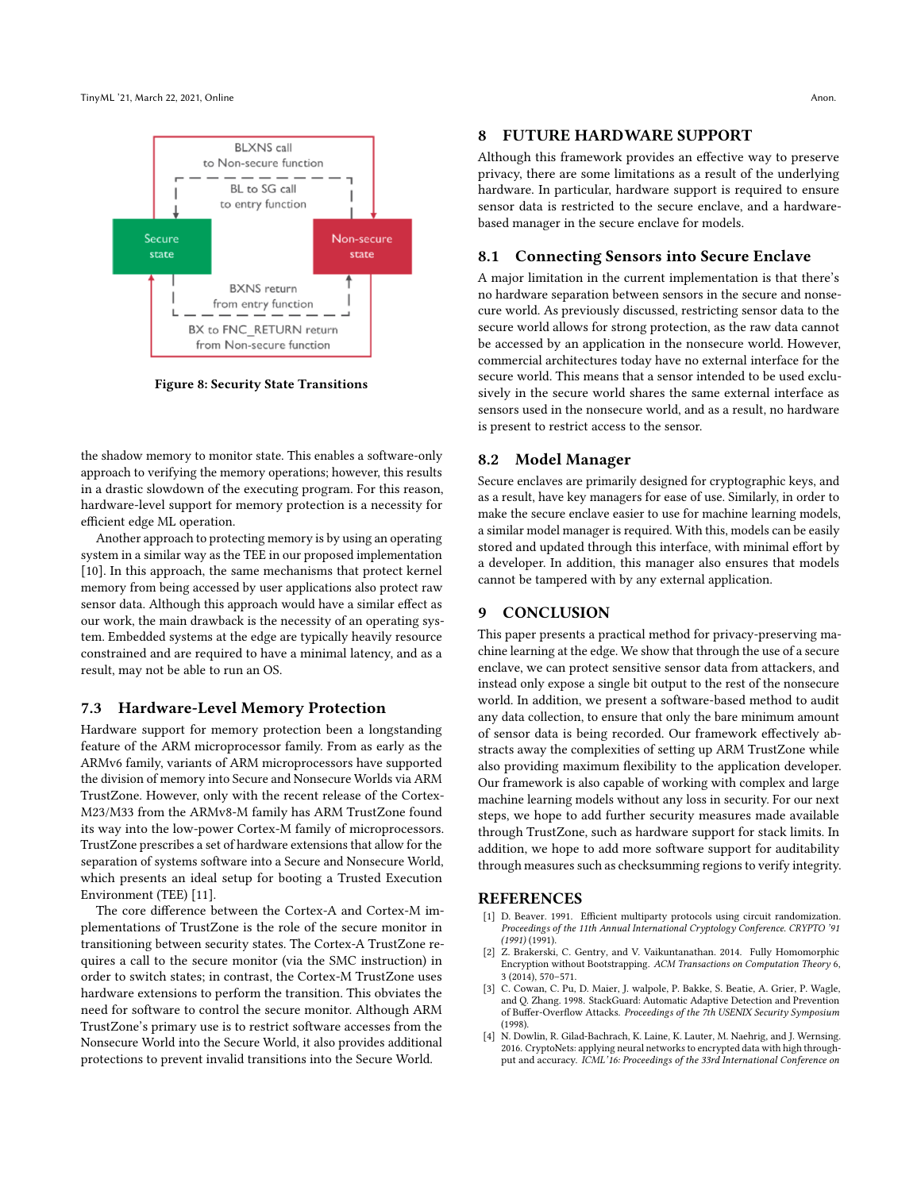Figure 8: Security State Transitions

the shadow memory to monitor state. This enables a software-only approach to verifying the memory operations; however, this results in a drastic slowdown of the executing program. For this reason, hardware-level support for memory protection is a necessity for efficient edge ML operation.

Another approach to protecting memory is by using an operating system in a similar way as the TEE in our proposed implementation [10]. In this approach, the same mechanisms that protect kernel memory from being accessed by user applications also protect raw sensor data. Although this approach would have a similar effect as our work, the main drawback is the necessity of an operating system. Embedded systems at the edge are typically heavily resource constrained and are required to have a minimal latency, and as a result, may not be able to run an OS.

### 7.3 Hardware-Level Memory Protection

Hardware support for memory protection been a longstanding feature of the ARM microprocessor family. From as early as the ARMv6 family, variants of ARM microprocessors have supported the division of memory into Secure and Nonsecure Worlds via ARM TrustZone. However, only with the recent release of the Cortex-M23/M33 from the ARMv8-M family has ARM TrustZone found its way into the low-power Cortex-M family of microprocessors. TrustZone prescribes a set of hardware extensions that allow for the separation of systems software into a Secure and Nonsecure World, which presents an ideal setup for booting a Trusted Execution Environment (TEE) [11].

The core difference between the Cortex-A and Cortex-M implementations of TrustZone is the role of the secure monitor in transitioning between security states. The Cortex-A TrustZone requires a call to the secure monitor (via the SMC instruction) in order to switch states; in contrast, the Cortex-M TrustZone uses hardware extensions to perform the transition. This obviates the need for software to control the secure monitor. Although ARM TrustZone's primary use is to restrict software accesses from the Nonsecure World into the Secure World, it also provides additional protections to prevent invalid transitions into the Secure World.

## 8 FUTURE HARDWARE SUPPORT

Although this framework provides an effective way to preserve privacy, there are some limitations as a result of the underlying hardware. In particular, hardware support is required to ensure sensor data is restricted to the secure enclave, and a hardware-based manager in the secure enclave for models.

### 8.1 Connecting Sensors into Secure Enclave

A major limitation in the current implementation is that there's no hardware separation between sensors in the secure and nonsecure world. As previously discussed, restricting sensor data to the secure world allows for strong protection, as the raw data cannot be accessed by an application in the nonsecure world. However, commercial architectures today have no external interface for the secure world. This means that a sensor intended to be used exclusively in the secure world shares the same external interface as sensors used in the nonsecure world, and as a result, no hardware is present to restrict access to the sensor.

### 8.2 Model Manager

Secure enclaves are primarily designed for cryptographic keys, and as a result, have key managers for ease of use. Similarly, in order to make the secure enclave easier to use for machine learning models, a similar model manager is required. With this, models can be easily stored and updated through this interface, with minimal effort by a developer. In addition, this manager also ensures that models cannot be tampered with by any external application.

## 9 CONCLUSION

This paper presents a practical method for privacy-preserving machine learning at the edge. We show that through the use of a secure enclave, we can protect sensitive sensor data from attackers, and instead only expose a single bit output to the rest of the nonsecure world. In addition, we present a software-based method to audit any data collection, to ensure that only the bare minimum amount of sensor data is being recorded. Our framework effectively abstracts away the complexities of setting up ARM TrustZone while also providing maximum flexibility to the application developer. Our framework is also capable of working with complex and large machine learning models without any loss in security. For our next steps, we hope to add further security measures made available through TrustZone, such as hardware support for stack limits. In addition, we hope to add more software support for auditability through measures such as checksumming regions to verify integrity.

## REFERENCES

[1] D. Beaver. 1991. Efficient multiparty protocols using circuit randomization. *Proceedings of the 11th Annual International Cryptology Conference. CRYPTO '91 (1991)* (1991).

[2] Z. Brakerski, C. Gentry, and V. Vaikuntanathan. 2014. Fully Homomorphic Encryption without Bootstrapping. *ACM Transactions on Computation Theory* 6, 3 (2014), 570–571.

[3] C. Cowan, C. Pu, D. Maier, J. walpole, P. Bakke, S. Beatie, A. Grier, P. Wagle, and Q. Zhang. 1998. StackGuard: Automatic Adaptive Detection and Prevention of Buffer-Overflow Attacks. *Proceedings of the 7th USENIX Security Symposium* (1998).

[4] N. Dowlin, R. Gilad-Bachrach, K. Laine, K. Lauter, M. Naehrig, and J. Wernsing. 2016. CryptoNets: applying neural networks to encrypted data with high throughput and accuracy. *ICML'16: Proceedings of the 33rd International Conference on*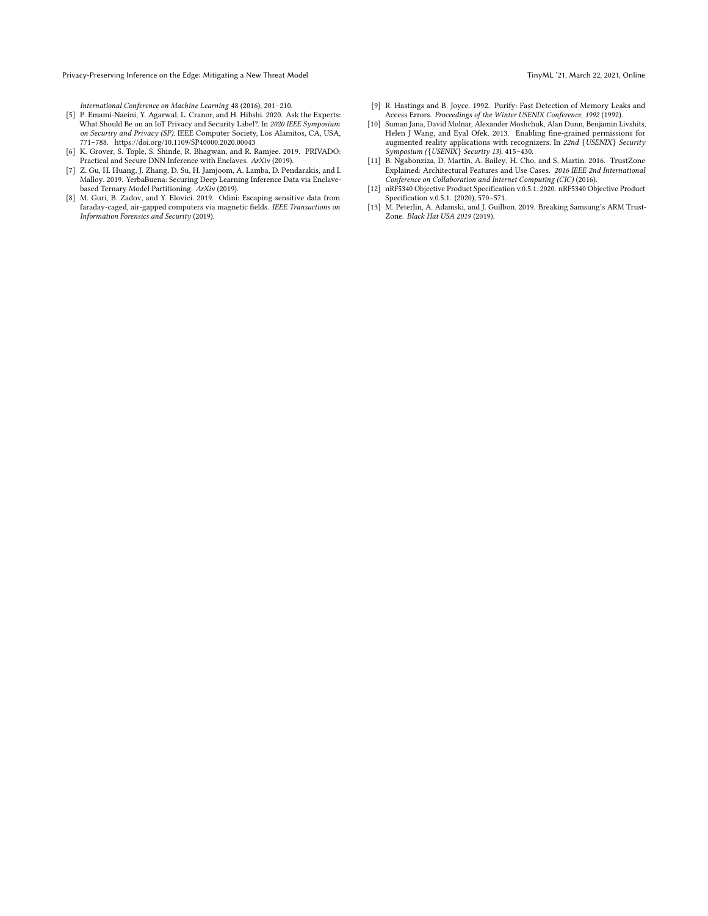International Conference on Machine Learning* 48 (2016), 201–210.

[5] P. Emami-Naeini, Y. Agarwal, L. Cranor, and H. Hibshi. 2020. Ask the Experts: What Should Be on an IoT Privacy and Security Label?. In *2020 IEEE Symposium on Security and Privacy (SP)*. IEEE Computer Society, Los Alamitos, CA, USA, 771–788. https://doi.org/10.1109/SP40000.2020.00043

[6] K. Grover, S. Tople, S. Shinde, R. Bhagwan, and R. Ramjee. 2019. PRIVADO: Practical and Secure DNN Inference with Enclaves. *ArXiv* (2019).

[7] Z. Gu, H. Huang, J. Zhang, D. Su, H. Jamjoom, A. Lamba, D. Pendarakis, and I. Malloy. 2019. YerbaBuena: Securing Deep Learning Inference Data via Enclave-based Ternary Model Partitioning. *ArXiv* (2019).

[8] M. Guri, B. Zadov, and Y. Elovici. 2019. Odini: Escaping sensitive data from faraday-caged, air-gapped computers via magnetic fields. *IEEE Transactions on Information Forensics and Security* (2019).

[9] R. Hastings and B. Joyce. 1992. Purify: Fast Detection of Memory Leaks and Access Errors. *Proceedings of the Winter USENIX Conference, 1992* (1992).

[10] Suman Jana, David Molnar, Alexander Moshchuk, Alan Dunn, Benjamin Livshits, Helen J Wang, and Eyal Ofek. 2013. Enabling fine-grained permissions for augmented reality applications with recognizers. In *22nd {USENIX} Security Symposium ({USENIX} Security 13)*. 415–430.

[11] B. Ngabonziza, D. Martin, A. Bailey, H. Cho, and S. Martin. 2016. TrustZone Explained: Architectural Features and Use Cases. *2016 IEEE 2nd International Conference on Collaboration and Internet Computing (CIC)* (2016).

[12] nRF5340 Objective Product Specification v.0.5.1. 2020. nRF5340 Objective Product Specification v.0.5.1. (2020), 570–571.

[13] M. Peterlin, A. Adamski, and J. Guilbon. 2019. Breaking Samsung's ARM TrustZone. *Black Hat USA 2019* (2019).